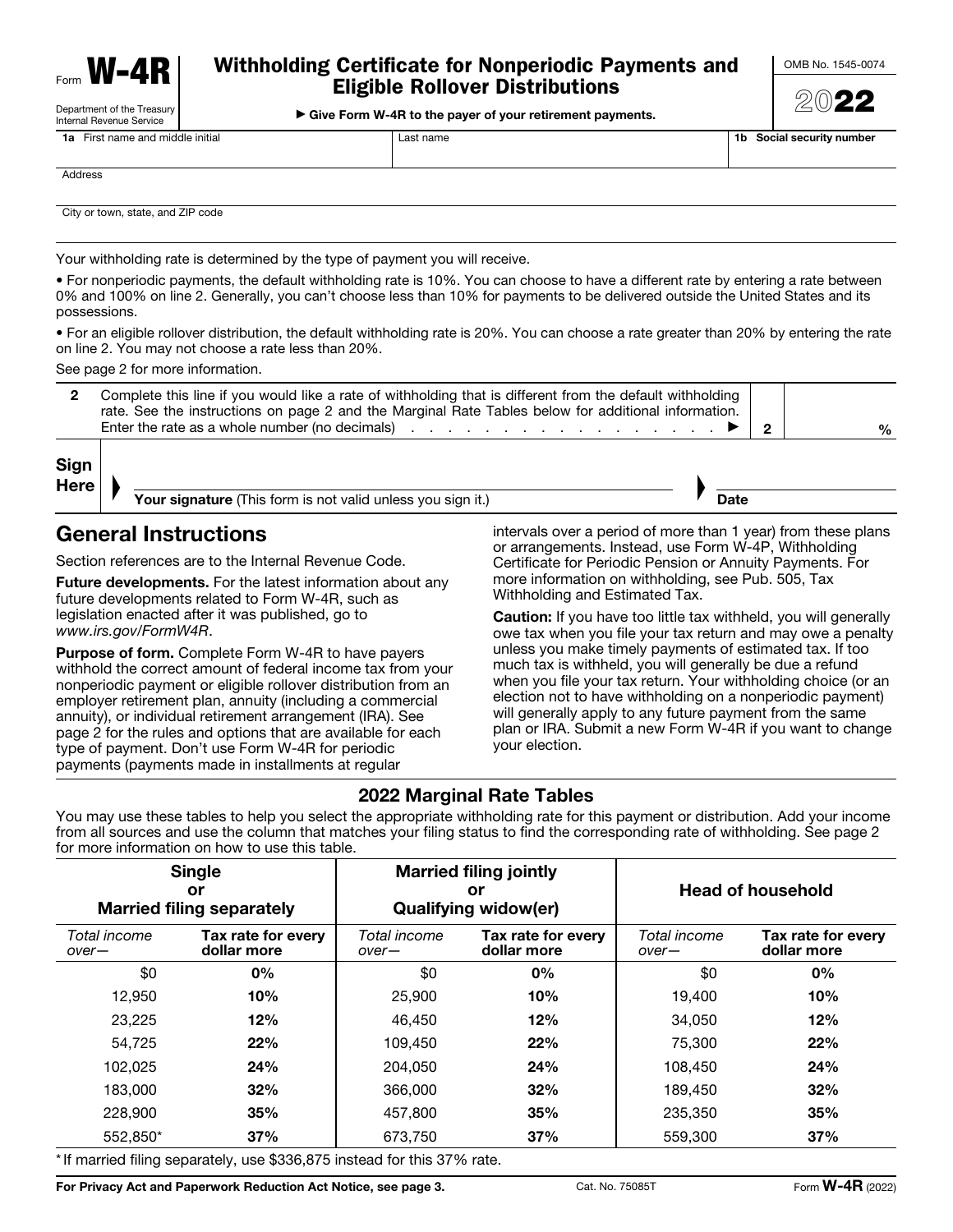Form **W-4R**

Department of the Treasury
Internal Revenue Service

# Withholding Certificate for Nonperiodic Payments and Eligible Rollover Distributions

▶ Give Form W-4R to the payer of your retirement payments.

OMB No. 1545-0074

2022

| 1a First name and middle initial | Last name | 1b Social security number |
|---|---|---|
| | | |

Address

City or town, state, and ZIP code

Your withholding rate is determined by the type of payment you will receive.

- For nonperiodic payments, the default withholding rate is 10%. You can choose to have a different rate by entering a rate between 0% and 100% on line 2. Generally, you can't choose less than 10% for payments to be delivered outside the United States and its possessions.
- For an eligible rollover distribution, the default withholding rate is 20%. You can choose a rate greater than 20% by entering the rate on line 2. You may not choose a rate less than 20%.

See page 2 for more information.

**2** Complete this line if you would like a rate of withholding that is different from the default withholding rate. See the instructions on page 2 and the Marginal Rate Tables below for additional information. Enter the rate as a whole number (no decimals) . . . . . . . . . . . . . . . . . . ▶ **2** ______ %

**Sign Here** ▶ **Your signature** (This form is not valid unless you sign it.) ▶ **Date**

## General Instructions

Section references are to the Internal Revenue Code.

**Future developments.** For the latest information about any future developments related to Form W-4R, such as legislation enacted after it was published, go to *www.irs.gov/FormW4R*.

**Purpose of form.** Complete Form W-4R to have payers withhold the correct amount of federal income tax from your nonperiodic payment or eligible rollover distribution from an employer retirement plan, annuity (including a commercial annuity), or individual retirement arrangement (IRA). See page 2 for the rules and options that are available for each type of payment. Don't use Form W-4R for periodic payments (payments made in installments at regular intervals over a period of more than 1 year) from these plans or arrangements. Instead, use Form W-4P, Withholding Certificate for Periodic Pension or Annuity Payments. For more information on withholding, see Pub. 505, Tax Withholding and Estimated Tax.

**Caution:** If you have too little tax withheld, you will generally owe tax when you file your tax return and may owe a penalty unless you make timely payments of estimated tax. If too much tax is withheld, you will generally be due a refund when you file your tax return. Your withholding choice (or an election not to have withholding on a nonperiodic payment) will generally apply to any future payment from the same plan or IRA. Submit a new Form W-4R if you want to change your election.

## 2022 Marginal Rate Tables

You may use these tables to help you select the appropriate withholding rate for this payment or distribution. Add your income from all sources and use the column that matches your filing status to find the corresponding rate of withholding. See page 2 for more information on how to use this table.

| Single or Married filing separately | | Married filing jointly or Qualifying widow(er) | | Head of household | |
|---|---|---|---|---|---|
| *Total income over—* | **Tax rate for every dollar more** | *Total income over—* | **Tax rate for every dollar more** | *Total income over—* | **Tax rate for every dollar more** |
| $0 | **0%** | $0 | **0%** | $0 | **0%** |
| 12,950 | **10%** | 25,900 | **10%** | 19,400 | **10%** |
| 23,225 | **12%** | 46,450 | **12%** | 34,050 | **12%** |
| 54,725 | **22%** | 109,450 | **22%** | 75,300 | **22%** |
| 102,025 | **24%** | 204,050 | **24%** | 108,450 | **24%** |
| 183,000 | **32%** | 366,000 | **32%** | 189,450 | **32%** |
| 228,900 | **35%** | 457,800 | **35%** | 235,350 | **35%** |
| 552,850* | **37%** | 673,750 | **37%** | 559,300 | **37%** |

*If married filing separately, use $336,875 instead for this 37% rate.

**For Privacy Act and Paperwork Reduction Act Notice, see page 3.** Cat. No. 75085T Form **W-4R** (2022)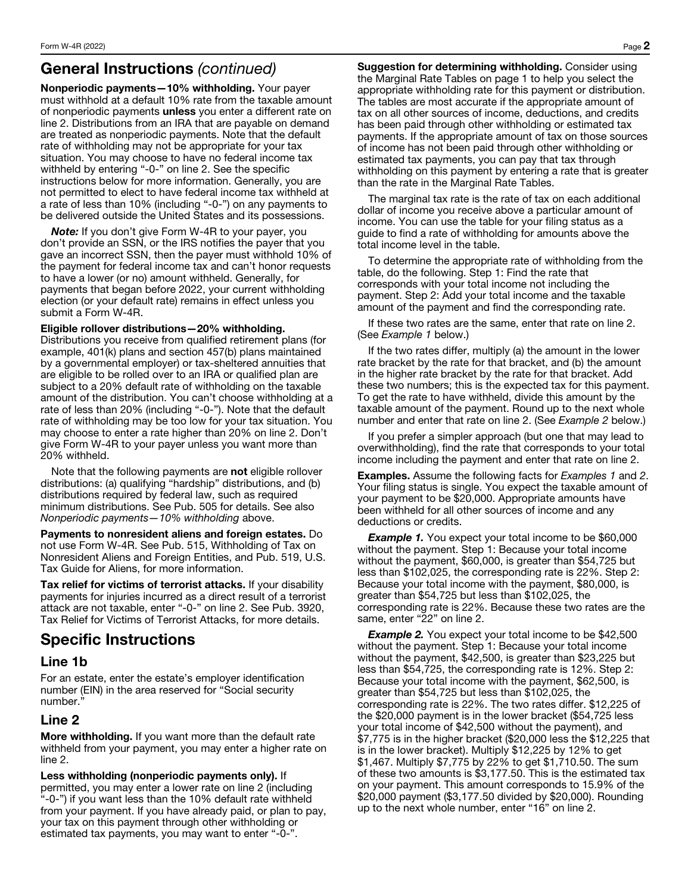## General Instructions *(continued)*

**Nonperiodic payments—10% withholding.** Your payer must withhold at a default 10% rate from the taxable amount of nonperiodic payments **unless** you enter a different rate on line 2. Distributions from an IRA that are payable on demand are treated as nonperiodic payments. Note that the default rate of withholding may not be appropriate for your tax situation. You may choose to have no federal income tax withheld by entering "-0-" on line 2. See the specific instructions below for more information. Generally, you are not permitted to elect to have federal income tax withheld at a rate of less than 10% (including "-0-") on any payments to be delivered outside the United States and its possessions.

***Note:*** If you don't give Form W-4R to your payer, you don't provide an SSN, or the IRS notifies the payer that you gave an incorrect SSN, then the payer must withhold 10% of the payment for federal income tax and can't honor requests to have a lower (or no) amount withheld. Generally, for payments that began before 2022, your current withholding election (or your default rate) remains in effect unless you submit a Form W-4R.

**Eligible rollover distributions—20% withholding.** Distributions you receive from qualified retirement plans (for example, 401(k) plans and section 457(b) plans maintained by a governmental employer) or tax-sheltered annuities that are eligible to be rolled over to an IRA or qualified plan are subject to a 20% default rate of withholding on the taxable amount of the distribution. You can't choose withholding at a rate of less than 20% (including "-0-"). Note that the default rate of withholding may be too low for your tax situation. You may choose to enter a rate higher than 20% on line 2. Don't give Form W-4R to your payer unless you want more than 20% withheld.

Note that the following payments are **not** eligible rollover distributions: (a) qualifying "hardship" distributions, and (b) distributions required by federal law, such as required minimum distributions. See Pub. 505 for details. See also *Nonperiodic payments—10% withholding* above.

**Payments to nonresident aliens and foreign estates.** Do not use Form W-4R. See Pub. 515, Withholding of Tax on Nonresident Aliens and Foreign Entities, and Pub. 519, U.S. Tax Guide for Aliens, for more information.

**Tax relief for victims of terrorist attacks.** If your disability payments for injuries incurred as a direct result of a terrorist attack are not taxable, enter "-0-" on line 2. See Pub. 3920, Tax Relief for Victims of Terrorist Attacks, for more details.

## Specific Instructions

### Line 1b

For an estate, enter the estate's employer identification number (EIN) in the area reserved for "Social security number."

### Line 2

**More withholding.** If you want more than the default rate withheld from your payment, you may enter a higher rate on line 2.

**Less withholding (nonperiodic payments only).** If permitted, you may enter a lower rate on line 2 (including "-0-") if you want less than the 10% default rate withheld from your payment. If you have already paid, or plan to pay, your tax on this payment through other withholding or estimated tax payments, you may want to enter "-0-".

**Suggestion for determining withholding.** Consider using the Marginal Rate Tables on page 1 to help you select the appropriate withholding rate for this payment or distribution. The tables are most accurate if the appropriate amount of tax on all other sources of income, deductions, and credits has been paid through other withholding or estimated tax payments. If the appropriate amount of tax on those sources of income has not been paid through other withholding or estimated tax payments, you can pay that tax through withholding on this payment by entering a rate that is greater than the rate in the Marginal Rate Tables.

The marginal tax rate is the rate of tax on each additional dollar of income you receive above a particular amount of income. You can use the table for your filing status as a guide to find a rate of withholding for amounts above the total income level in the table.

To determine the appropriate rate of withholding from the table, do the following. Step 1: Find the rate that corresponds with your total income not including the payment. Step 2: Add your total income and the taxable amount of the payment and find the corresponding rate.

If these two rates are the same, enter that rate on line 2. (See *Example 1* below.)

If the two rates differ, multiply (a) the amount in the lower rate bracket by the rate for that bracket, and (b) the amount in the higher rate bracket by the rate for that bracket. Add these two numbers; this is the expected tax for this payment. To get the rate to have withheld, divide this amount by the taxable amount of the payment. Round up to the next whole number and enter that rate on line 2. (See *Example 2* below.)

If you prefer a simpler approach (but one that may lead to overwithholding), find the rate that corresponds to your total income including the payment and enter that rate on line 2.

**Examples.** Assume the following facts for *Examples 1* and *2*. Your filing status is single. You expect the taxable amount of your payment to be $20,000. Appropriate amounts have been withheld for all other sources of income and any deductions or credits.

***Example 1.*** You expect your total income to be $60,000 without the payment. Step 1: Because your total income without the payment, $60,000, is greater than $54,725 but less than $102,025, the corresponding rate is 22%. Step 2: Because your total income with the payment, $80,000, is greater than $54,725 but less than $102,025, the corresponding rate is 22%. Because these two rates are the same, enter "22" on line 2.

***Example 2.*** You expect your total income to be $42,500 without the payment. Step 1: Because your total income without the payment, $42,500, is greater than $23,225 but less than $54,725, the corresponding rate is 12%. Step 2: Because your total income with the payment, $62,500, is greater than $54,725 but less than $102,025, the corresponding rate is 22%. The two rates differ. $12,225 of the $20,000 payment is in the lower bracket ($54,725 less your total income of $42,500 without the payment), and $7,775 is in the higher bracket ($20,000 less the $12,225 that is in the lower bracket). Multiply $12,225 by 12% to get $1,467. Multiply $7,775 by 22% to get $1,710.50. The sum of these two amounts is $3,177.50. This is the estimated tax on your payment. This amount corresponds to 15.9% of the $20,000 payment ($3,177.50 divided by $20,000). Rounding up to the next whole number, enter "16" on line 2.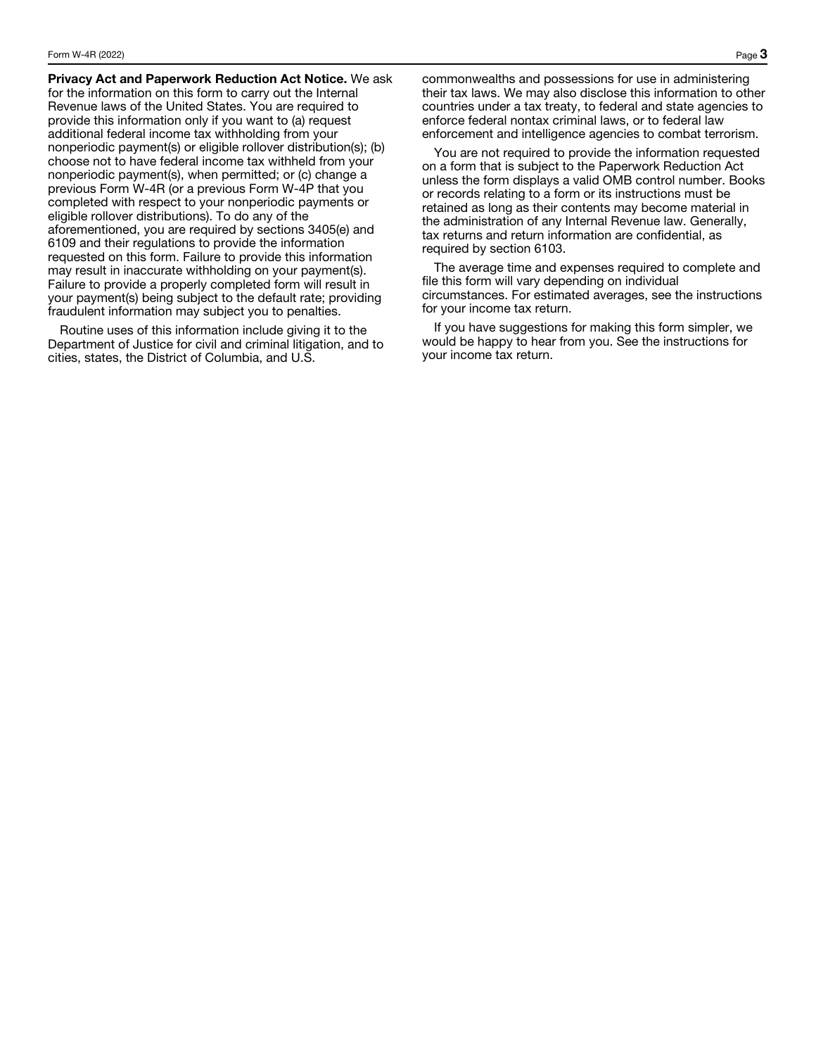**Privacy Act and Paperwork Reduction Act Notice.** We ask for the information on this form to carry out the Internal Revenue laws of the United States. You are required to provide this information only if you want to (a) request additional federal income tax withholding from your nonperiodic payment(s) or eligible rollover distribution(s); (b) choose not to have federal income tax withheld from your nonperiodic payment(s), when permitted; or (c) change a previous Form W-4R (or a previous Form W-4P that you completed with respect to your nonperiodic payments or eligible rollover distributions). To do any of the aforementioned, you are required by sections 3405(e) and 6109 and their regulations to provide the information requested on this form. Failure to provide this information may result in inaccurate withholding on your payment(s). Failure to provide a properly completed form will result in your payment(s) being subject to the default rate; providing fraudulent information may subject you to penalties.

Routine uses of this information include giving it to the Department of Justice for civil and criminal litigation, and to cities, states, the District of Columbia, and U.S. commonwealths and possessions for use in administering their tax laws. We may also disclose this information to other countries under a tax treaty, to federal and state agencies to enforce federal nontax criminal laws, or to federal law enforcement and intelligence agencies to combat terrorism.

You are not required to provide the information requested on a form that is subject to the Paperwork Reduction Act unless the form displays a valid OMB control number. Books or records relating to a form or its instructions must be retained as long as their contents may become material in the administration of any Internal Revenue law. Generally, tax returns and return information are confidential, as required by section 6103.

The average time and expenses required to complete and file this form will vary depending on individual circumstances. For estimated averages, see the instructions for your income tax return.

If you have suggestions for making this form simpler, we would be happy to hear from you. See the instructions for your income tax return.